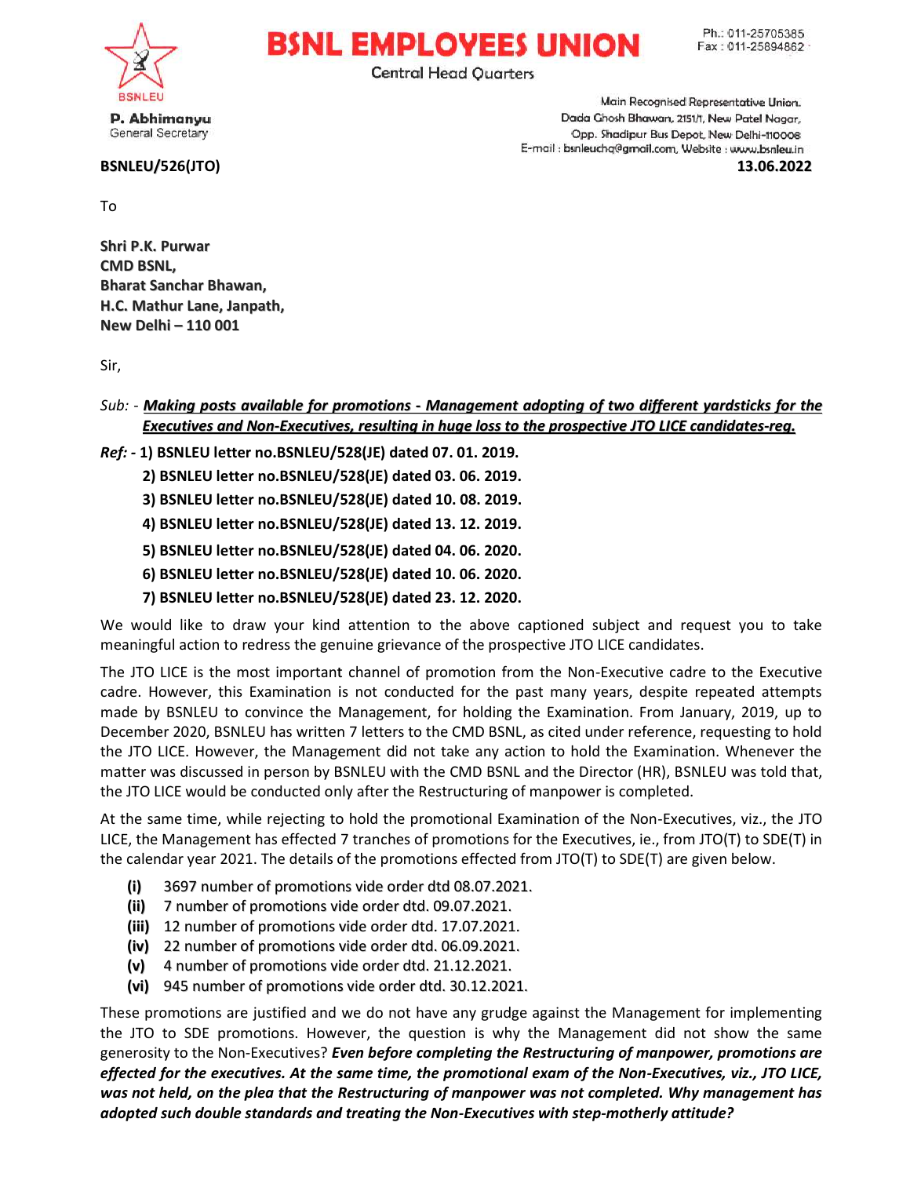# BSNL EMPLOYEES UNION

Central Head Quarters

Ph.: 011-25705385
Fax : 011-25894862

BSNLEU

**P. Abhimanyu**
General Secretary

Main Recognised Representative Union.
Dada Ghosh Bhawan, 2151/1, New Patel Nagar,
Opp. Shadipur Bus Depot, New Delhi-110008
E-mail : bsnleuchq@gmail.com, Website : www.bsnleu.in

**BSNLEU/526(JTO)** **13.06.2022**

To

**Shri P.K. Purwar**
**CMD BSNL,**
**Bharat Sanchar Bhawan,**
**H.C. Mathur Lane, Janpath,**
**New Delhi – 110 001**

Sir,

*Sub: -* ***Making posts available for promotions - Management adopting of two different yardsticks for the Executives and Non-Executives, resulting in huge loss to the prospective JTO LICE candidates-reg.***

***Ref:*** **- 1) BSNLEU letter no.BSNLEU/528(JE) dated 07. 01. 2019.**
**2) BSNLEU letter no.BSNLEU/528(JE) dated 03. 06. 2019.**
**3) BSNLEU letter no.BSNLEU/528(JE) dated 10. 08. 2019.**
**4) BSNLEU letter no.BSNLEU/528(JE) dated 13. 12. 2019.**
**5) BSNLEU letter no.BSNLEU/528(JE) dated 04. 06. 2020.**
**6) BSNLEU letter no.BSNLEU/528(JE) dated 10. 06. 2020.**
**7) BSNLEU letter no.BSNLEU/528(JE) dated 23. 12. 2020.**

We would like to draw your kind attention to the above captioned subject and request you to take meaningful action to redress the genuine grievance of the prospective JTO LICE candidates.

The JTO LICE is the most important channel of promotion from the Non-Executive cadre to the Executive cadre. However, this Examination is not conducted for the past many years, despite repeated attempts made by BSNLEU to convince the Management, for holding the Examination. From January, 2019, up to December 2020, BSNLEU has written 7 letters to the CMD BSNL, as cited under reference, requesting to hold the JTO LICE. However, the Management did not take any action to hold the Examination. Whenever the matter was discussed in person by BSNLEU with the CMD BSNL and the Director (HR), BSNLEU was told that, the JTO LICE would be conducted only after the Restructuring of manpower is completed.

At the same time, while rejecting to hold the promotional Examination of the Non-Executives, viz., the JTO LICE, the Management has effected 7 tranches of promotions for the Executives, ie., from JTO(T) to SDE(T) in the calendar year 2021. The details of the promotions effected from JTO(T) to SDE(T) are given below.

- **(i)** 3697 number of promotions vide order dtd 08.07.2021.
- **(ii)** 7 number of promotions vide order dtd. 09.07.2021.
- **(iii)** 12 number of promotions vide order dtd. 17.07.2021.
- **(iv)** 22 number of promotions vide order dtd. 06.09.2021.
- **(v)** 4 number of promotions vide order dtd. 21.12.2021.
- **(vi)** 945 number of promotions vide order dtd. 30.12.2021.

These promotions are justified and we do not have any grudge against the Management for implementing the JTO to SDE promotions. However, the question is why the Management did not show the same generosity to the Non-Executives? ***Even before completing the Restructuring of manpower, promotions are effected for the executives. At the same time, the promotional exam of the Non-Executives, viz., JTO LICE, was not held, on the plea that the Restructuring of manpower was not completed. Why management has adopted such double standards and treating the Non-Executives with step-motherly attitude?***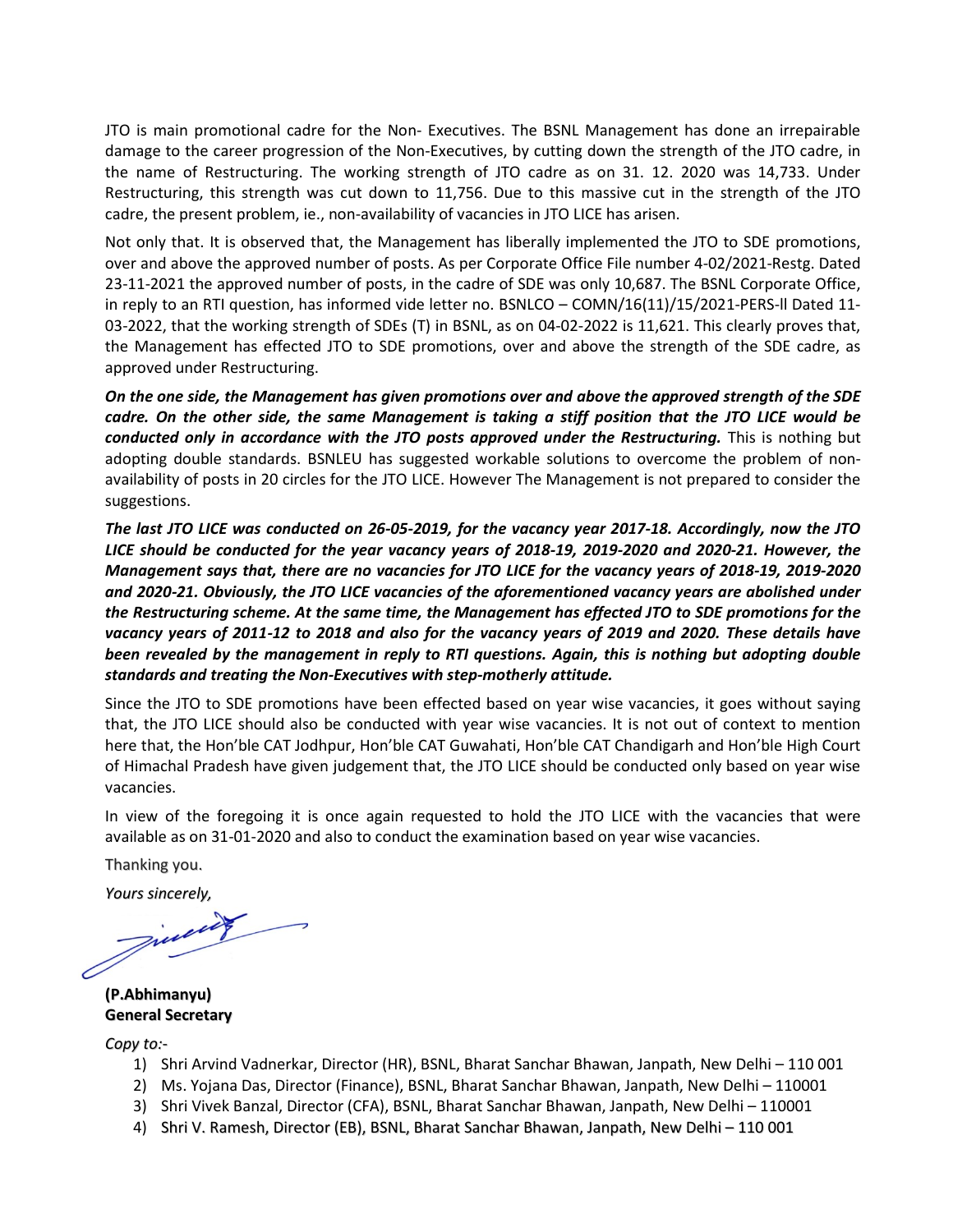JTO is main promotional cadre for the Non- Executives. The BSNL Management has done an irrepairable damage to the career progression of the Non-Executives, by cutting down the strength of the JTO cadre, in the name of Restructuring. The working strength of JTO cadre as on 31. 12. 2020 was 14,733. Under Restructuring, this strength was cut down to 11,756. Due to this massive cut in the strength of the JTO cadre, the present problem, ie., non-availability of vacancies in JTO LICE has arisen.

Not only that. It is observed that, the Management has liberally implemented the JTO to SDE promotions, over and above the approved number of posts. As per Corporate Office File number 4-02/2021-Restg. Dated 23-11-2021 the approved number of posts, in the cadre of SDE was only 10,687. The BSNL Corporate Office, in reply to an RTI question, has informed vide letter no. BSNLCO – COMN/16(11)/15/2021-PERS-ll Dated 11-03-2022, that the working strength of SDEs (T) in BSNL, as on 04-02-2022 is 11,621. This clearly proves that, the Management has effected JTO to SDE promotions, over and above the strength of the SDE cadre, as approved under Restructuring.

***On the one side, the Management has given promotions over and above the approved strength of the SDE cadre. On the other side, the same Management is taking a stiff position that the JTO LICE would be conducted only in accordance with the JTO posts approved under the Restructuring.*** This is nothing but adopting double standards. BSNLEU has suggested workable solutions to overcome the problem of non-availability of posts in 20 circles for the JTO LICE. However The Management is not prepared to consider the suggestions.

***The last JTO LICE was conducted on 26-05-2019, for the vacancy year 2017-18. Accordingly, now the JTO LICE should be conducted for the year vacancy years of 2018-19, 2019-2020 and 2020-21. However, the Management says that, there are no vacancies for JTO LICE for the vacancy years of 2018-19, 2019-2020 and 2020-21. Obviously, the JTO LICE vacancies of the aforementioned vacancy years are abolished under the Restructuring scheme. At the same time, the Management has effected JTO to SDE promotions for the vacancy years of 2011-12 to 2018 and also for the vacancy years of 2019 and 2020. These details have been revealed by the management in reply to RTI questions. Again, this is nothing but adopting double standards and treating the Non-Executives with step-motherly attitude.***

Since the JTO to SDE promotions have been effected based on year wise vacancies, it goes without saying that, the JTO LICE should also be conducted with year wise vacancies. It is not out of context to mention here that, the Hon'ble CAT Jodhpur, Hon'ble CAT Guwahati, Hon'ble CAT Chandigarh and Hon'ble High Court of Himachal Pradesh have given judgement that, the JTO LICE should be conducted only based on year wise vacancies.

In view of the foregoing it is once again requested to hold the JTO LICE with the vacancies that were available as on 31-01-2020 and also to conduct the examination based on year wise vacancies.

Thanking you.

*Yours sincerely,*

**(P.Abhimanyu)**
**General Secretary**

*Copy to:-*

1) Shri Arvind Vadnerkar, Director (HR), BSNL, Bharat Sanchar Bhawan, Janpath, New Delhi – 110 001
2) Ms. Yojana Das, Director (Finance), BSNL, Bharat Sanchar Bhawan, Janpath, New Delhi – 110001
3) Shri Vivek Banzal, Director (CFA), BSNL, Bharat Sanchar Bhawan, Janpath, New Delhi – 110001
4) Shri V. Ramesh, Director (EB), BSNL, Bharat Sanchar Bhawan, Janpath, New Delhi – 110 001